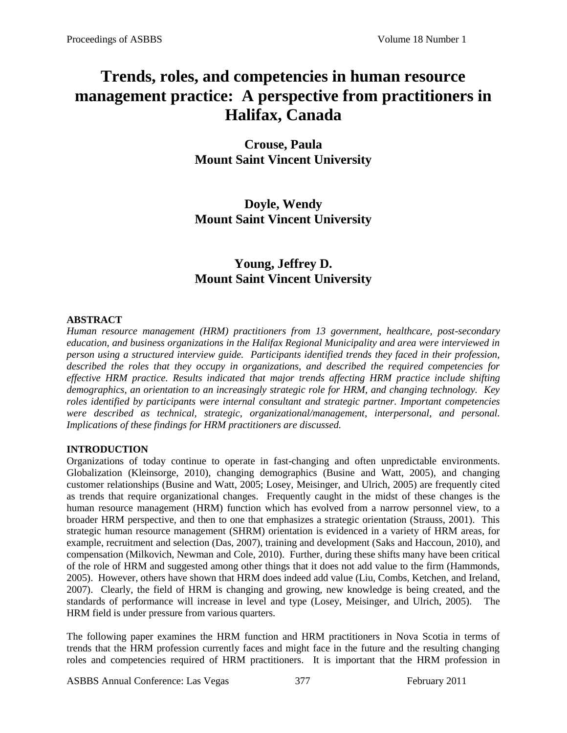# Trends, roles, and competencies in human resource management practice: A perspective from practitioners in Halifax, Canada

**Crouse, Paula**
**Mount Saint Vincent University**

**Doyle, Wendy**
**Mount Saint Vincent University**

**Young, Jeffrey D.**
**Mount Saint Vincent University**

## ABSTRACT

*Human resource management (HRM) practitioners from 13 government, healthcare, post-secondary education, and business organizations in the Halifax Regional Municipality and area were interviewed in person using a structured interview guide. Participants identified trends they faced in their profession, described the roles that they occupy in organizations, and described the required competencies for effective HRM practice. Results indicated that major trends affecting HRM practice include shifting demographics, an orientation to an increasingly strategic role for HRM, and changing technology. Key roles identified by participants were internal consultant and strategic partner. Important competencies were described as technical, strategic, organizational/management, interpersonal, and personal. Implications of these findings for HRM practitioners are discussed.*

## INTRODUCTION

Organizations of today continue to operate in fast-changing and often unpredictable environments. Globalization (Kleinsorge, 2010), changing demographics (Busine and Watt, 2005), and changing customer relationships (Busine and Watt, 2005; Losey, Meisinger, and Ulrich, 2005) are frequently cited as trends that require organizational changes. Frequently caught in the midst of these changes is the human resource management (HRM) function which has evolved from a narrow personnel view, to a broader HRM perspective, and then to one that emphasizes a strategic orientation (Strauss, 2001). This strategic human resource management (SHRM) orientation is evidenced in a variety of HRM areas, for example, recruitment and selection (Das, 2007), training and development (Saks and Haccoun, 2010), and compensation (Milkovich, Newman and Cole, 2010). Further, during these shifts many have been critical of the role of HRM and suggested among other things that it does not add value to the firm (Hammonds, 2005). However, others have shown that HRM does indeed add value (Liu, Combs, Ketchen, and Ireland, 2007). Clearly, the field of HRM is changing and growing, new knowledge is being created, and the standards of performance will increase in level and type (Losey, Meisinger, and Ulrich, 2005). The HRM field is under pressure from various quarters.

The following paper examines the HRM function and HRM practitioners in Nova Scotia in terms of trends that the HRM profession currently faces and might face in the future and the resulting changing roles and competencies required of HRM practitioners. It is important that the HRM profession in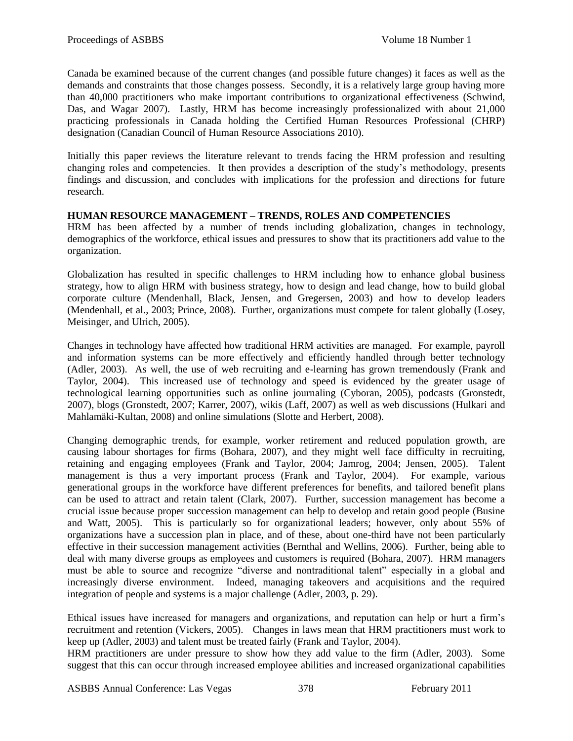Canada be examined because of the current changes (and possible future changes) it faces as well as the demands and constraints that those changes possess. Secondly, it is a relatively large group having more than 40,000 practitioners who make important contributions to organizational effectiveness (Schwind, Das, and Wagar 2007). Lastly, HRM has become increasingly professionalized with about 21,000 practicing professionals in Canada holding the Certified Human Resources Professional (CHRP) designation (Canadian Council of Human Resource Associations 2010).

Initially this paper reviews the literature relevant to trends facing the HRM profession and resulting changing roles and competencies. It then provides a description of the study's methodology, presents findings and discussion, and concludes with implications for the profession and directions for future research.

## HUMAN RESOURCE MANAGEMENT – TRENDS, ROLES AND COMPETENCIES

HRM has been affected by a number of trends including globalization, changes in technology, demographics of the workforce, ethical issues and pressures to show that its practitioners add value to the organization.

Globalization has resulted in specific challenges to HRM including how to enhance global business strategy, how to align HRM with business strategy, how to design and lead change, how to build global corporate culture (Mendenhall, Black, Jensen, and Gregersen, 2003) and how to develop leaders (Mendenhall, et al., 2003; Prince, 2008). Further, organizations must compete for talent globally (Losey, Meisinger, and Ulrich, 2005).

Changes in technology have affected how traditional HRM activities are managed. For example, payroll and information systems can be more effectively and efficiently handled through better technology (Adler, 2003). As well, the use of web recruiting and e-learning has grown tremendously (Frank and Taylor, 2004). This increased use of technology and speed is evidenced by the greater usage of technological learning opportunities such as online journaling (Cyboran, 2005), podcasts (Gronstedt, 2007), blogs (Gronstedt, 2007; Karrer, 2007), wikis (Laff, 2007) as well as web discussions (Hulkari and Mahlamäki-Kultan, 2008) and online simulations (Slotte and Herbert, 2008).

Changing demographic trends, for example, worker retirement and reduced population growth, are causing labour shortages for firms (Bohara, 2007), and they might well face difficulty in recruiting, retaining and engaging employees (Frank and Taylor, 2004; Jamrog, 2004; Jensen, 2005). Talent management is thus a very important process (Frank and Taylor, 2004). For example, various generational groups in the workforce have different preferences for benefits, and tailored benefit plans can be used to attract and retain talent (Clark, 2007). Further, succession management has become a crucial issue because proper succession management can help to develop and retain good people (Busine and Watt, 2005). This is particularly so for organizational leaders; however, only about 55% of organizations have a succession plan in place, and of these, about one-third have not been particularly effective in their succession management activities (Bernthal and Wellins, 2006). Further, being able to deal with many diverse groups as employees and customers is required (Bohara, 2007). HRM managers must be able to source and recognize "diverse and nontraditional talent" especially in a global and increasingly diverse environment. Indeed, managing takeovers and acquisitions and the required integration of people and systems is a major challenge (Adler, 2003, p. 29).

Ethical issues have increased for managers and organizations, and reputation can help or hurt a firm's recruitment and retention (Vickers, 2005). Changes in laws mean that HRM practitioners must work to keep up (Adler, 2003) and talent must be treated fairly (Frank and Taylor, 2004).
HRM practitioners are under pressure to show how they add value to the firm (Adler, 2003). Some suggest that this can occur through increased employee abilities and increased organizational capabilities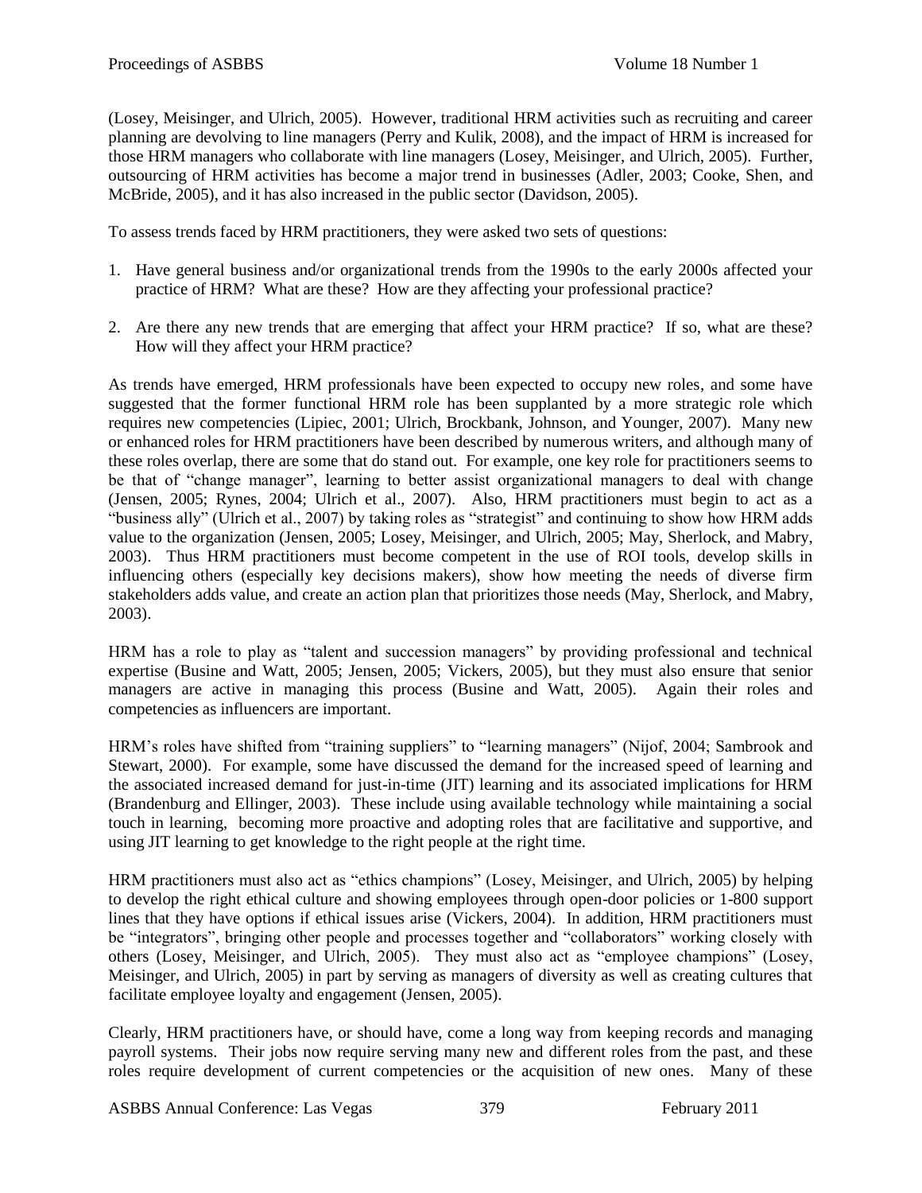(Losey, Meisinger, and Ulrich, 2005). However, traditional HRM activities such as recruiting and career planning are devolving to line managers (Perry and Kulik, 2008), and the impact of HRM is increased for those HRM managers who collaborate with line managers (Losey, Meisinger, and Ulrich, 2005). Further, outsourcing of HRM activities has become a major trend in businesses (Adler, 2003; Cooke, Shen, and McBride, 2005), and it has also increased in the public sector (Davidson, 2005).

To assess trends faced by HRM practitioners, they were asked two sets of questions:

1. Have general business and/or organizational trends from the 1990s to the early 2000s affected your practice of HRM? What are these? How are they affecting your professional practice?

2. Are there any new trends that are emerging that affect your HRM practice? If so, what are these? How will they affect your HRM practice?

As trends have emerged, HRM professionals have been expected to occupy new roles, and some have suggested that the former functional HRM role has been supplanted by a more strategic role which requires new competencies (Lipiec, 2001; Ulrich, Brockbank, Johnson, and Younger, 2007). Many new or enhanced roles for HRM practitioners have been described by numerous writers, and although many of these roles overlap, there are some that do stand out. For example, one key role for practitioners seems to be that of "change manager", learning to better assist organizational managers to deal with change (Jensen, 2005; Rynes, 2004; Ulrich et al., 2007). Also, HRM practitioners must begin to act as a "business ally" (Ulrich et al., 2007) by taking roles as "strategist" and continuing to show how HRM adds value to the organization (Jensen, 2005; Losey, Meisinger, and Ulrich, 2005; May, Sherlock, and Mabry, 2003). Thus HRM practitioners must become competent in the use of ROI tools, develop skills in influencing others (especially key decisions makers), show how meeting the needs of diverse firm stakeholders adds value, and create an action plan that prioritizes those needs (May, Sherlock, and Mabry, 2003).

HRM has a role to play as "talent and succession managers" by providing professional and technical expertise (Busine and Watt, 2005; Jensen, 2005; Vickers, 2005), but they must also ensure that senior managers are active in managing this process (Busine and Watt, 2005). Again their roles and competencies as influencers are important.

HRM's roles have shifted from "training suppliers" to "learning managers" (Nijof, 2004; Sambrook and Stewart, 2000). For example, some have discussed the demand for the increased speed of learning and the associated increased demand for just-in-time (JIT) learning and its associated implications for HRM (Brandenburg and Ellinger, 2003). These include using available technology while maintaining a social touch in learning, becoming more proactive and adopting roles that are facilitative and supportive, and using JIT learning to get knowledge to the right people at the right time.

HRM practitioners must also act as "ethics champions" (Losey, Meisinger, and Ulrich, 2005) by helping to develop the right ethical culture and showing employees through open-door policies or 1-800 support lines that they have options if ethical issues arise (Vickers, 2004). In addition, HRM practitioners must be "integrators", bringing other people and processes together and "collaborators" working closely with others (Losey, Meisinger, and Ulrich, 2005). They must also act as "employee champions" (Losey, Meisinger, and Ulrich, 2005) in part by serving as managers of diversity as well as creating cultures that facilitate employee loyalty and engagement (Jensen, 2005).

Clearly, HRM practitioners have, or should have, come a long way from keeping records and managing payroll systems. Their jobs now require serving many new and different roles from the past, and these roles require development of current competencies or the acquisition of new ones. Many of these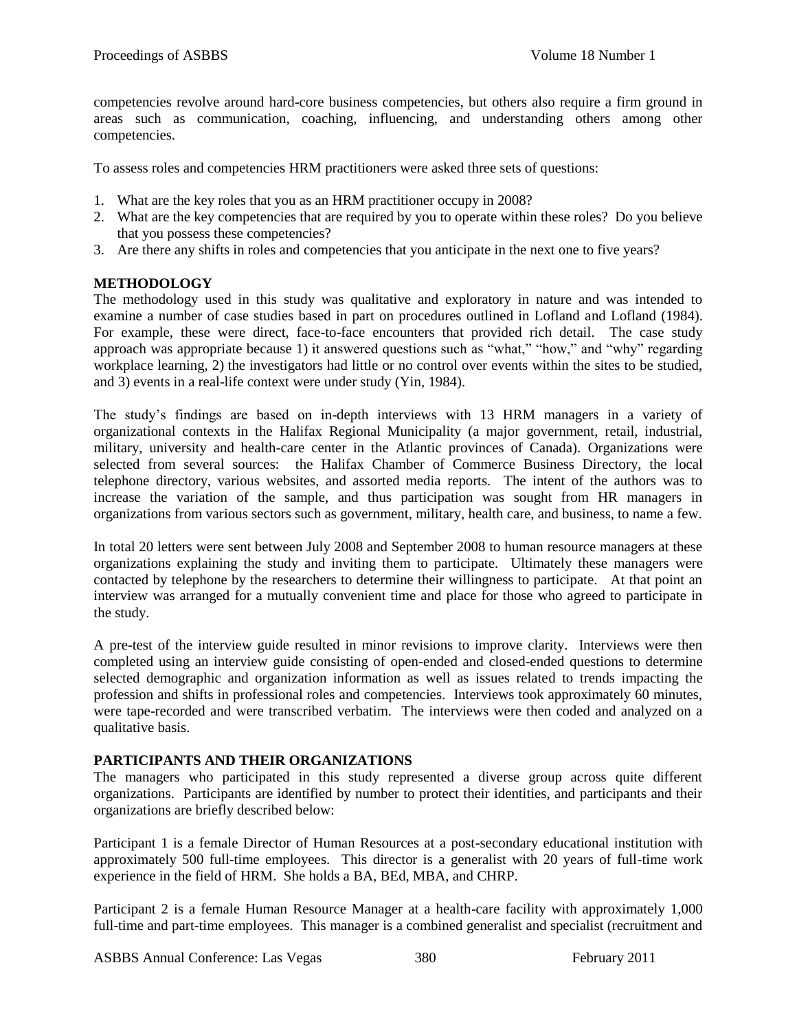competencies revolve around hard-core business competencies, but others also require a firm ground in areas such as communication, coaching, influencing, and understanding others among other competencies.

To assess roles and competencies HRM practitioners were asked three sets of questions:

1. What are the key roles that you as an HRM practitioner occupy in 2008?
2. What are the key competencies that are required by you to operate within these roles? Do you believe that you possess these competencies?
3. Are there any shifts in roles and competencies that you anticipate in the next one to five years?

## METHODOLOGY

The methodology used in this study was qualitative and exploratory in nature and was intended to examine a number of case studies based in part on procedures outlined in Lofland and Lofland (1984). For example, these were direct, face-to-face encounters that provided rich detail. The case study approach was appropriate because 1) it answered questions such as "what," "how," and "why" regarding workplace learning, 2) the investigators had little or no control over events within the sites to be studied, and 3) events in a real-life context were under study (Yin, 1984).

The study's findings are based on in-depth interviews with 13 HRM managers in a variety of organizational contexts in the Halifax Regional Municipality (a major government, retail, industrial, military, university and health-care center in the Atlantic provinces of Canada). Organizations were selected from several sources: the Halifax Chamber of Commerce Business Directory, the local telephone directory, various websites, and assorted media reports. The intent of the authors was to increase the variation of the sample, and thus participation was sought from HR managers in organizations from various sectors such as government, military, health care, and business, to name a few.

In total 20 letters were sent between July 2008 and September 2008 to human resource managers at these organizations explaining the study and inviting them to participate. Ultimately these managers were contacted by telephone by the researchers to determine their willingness to participate. At that point an interview was arranged for a mutually convenient time and place for those who agreed to participate in the study.

A pre-test of the interview guide resulted in minor revisions to improve clarity. Interviews were then completed using an interview guide consisting of open-ended and closed-ended questions to determine selected demographic and organization information as well as issues related to trends impacting the profession and shifts in professional roles and competencies. Interviews took approximately 60 minutes, were tape-recorded and were transcribed verbatim. The interviews were then coded and analyzed on a qualitative basis.

## PARTICIPANTS AND THEIR ORGANIZATIONS

The managers who participated in this study represented a diverse group across quite different organizations. Participants are identified by number to protect their identities, and participants and their organizations are briefly described below:

Participant 1 is a female Director of Human Resources at a post-secondary educational institution with approximately 500 full-time employees. This director is a generalist with 20 years of full-time work experience in the field of HRM. She holds a BA, BEd, MBA, and CHRP.

Participant 2 is a female Human Resource Manager at a health-care facility with approximately 1,000 full-time and part-time employees. This manager is a combined generalist and specialist (recruitment and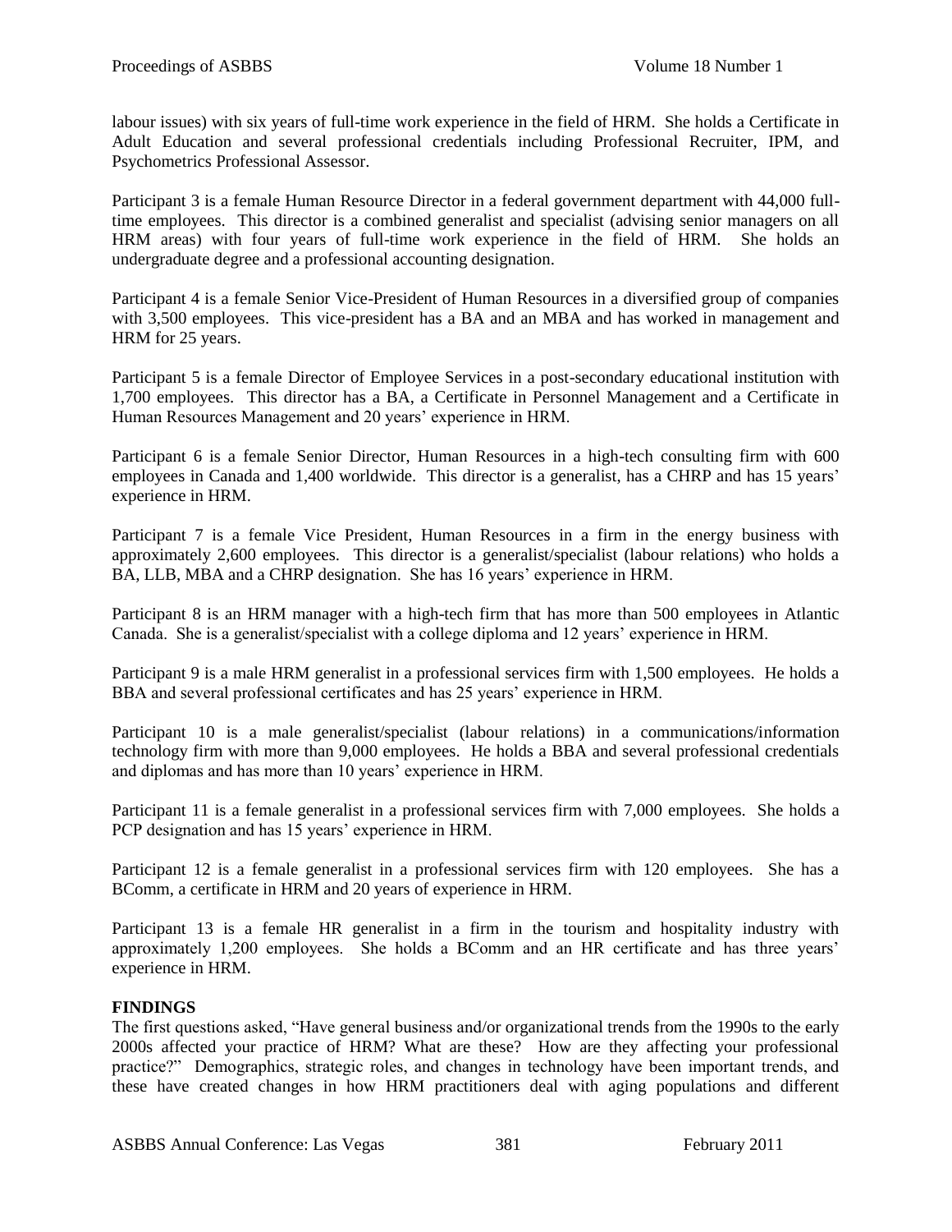labour issues) with six years of full-time work experience in the field of HRM. She holds a Certificate in Adult Education and several professional credentials including Professional Recruiter, IPM, and Psychometrics Professional Assessor.

Participant 3 is a female Human Resource Director in a federal government department with 44,000 full-time employees. This director is a combined generalist and specialist (advising senior managers on all HRM areas) with four years of full-time work experience in the field of HRM. She holds an undergraduate degree and a professional accounting designation.

Participant 4 is a female Senior Vice-President of Human Resources in a diversified group of companies with 3,500 employees. This vice-president has a BA and an MBA and has worked in management and HRM for 25 years.

Participant 5 is a female Director of Employee Services in a post-secondary educational institution with 1,700 employees. This director has a BA, a Certificate in Personnel Management and a Certificate in Human Resources Management and 20 years' experience in HRM.

Participant 6 is a female Senior Director, Human Resources in a high-tech consulting firm with 600 employees in Canada and 1,400 worldwide. This director is a generalist, has a CHRP and has 15 years' experience in HRM.

Participant 7 is a female Vice President, Human Resources in a firm in the energy business with approximately 2,600 employees. This director is a generalist/specialist (labour relations) who holds a BA, LLB, MBA and a CHRP designation. She has 16 years' experience in HRM.

Participant 8 is an HRM manager with a high-tech firm that has more than 500 employees in Atlantic Canada. She is a generalist/specialist with a college diploma and 12 years' experience in HRM.

Participant 9 is a male HRM generalist in a professional services firm with 1,500 employees. He holds a BBA and several professional certificates and has 25 years' experience in HRM.

Participant 10 is a male generalist/specialist (labour relations) in a communications/information technology firm with more than 9,000 employees. He holds a BBA and several professional credentials and diplomas and has more than 10 years' experience in HRM.

Participant 11 is a female generalist in a professional services firm with 7,000 employees. She holds a PCP designation and has 15 years' experience in HRM.

Participant 12 is a female generalist in a professional services firm with 120 employees. She has a BComm, a certificate in HRM and 20 years of experience in HRM.

Participant 13 is a female HR generalist in a firm in the tourism and hospitality industry with approximately 1,200 employees. She holds a BComm and an HR certificate and has three years' experience in HRM.

**FINDINGS**

The first questions asked, "Have general business and/or organizational trends from the 1990s to the early 2000s affected your practice of HRM? What are these? How are they affecting your professional practice?" Demographics, strategic roles, and changes in technology have been important trends, and these have created changes in how HRM practitioners deal with aging populations and different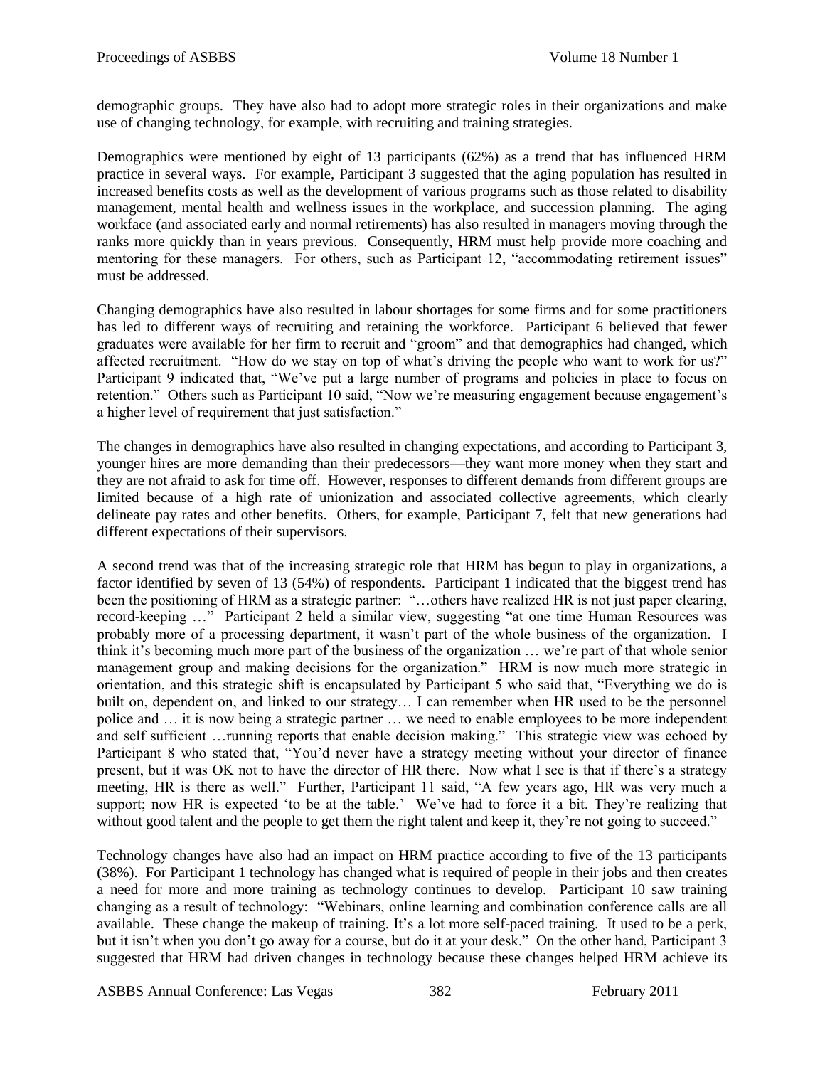demographic groups. They have also had to adopt more strategic roles in their organizations and make use of changing technology, for example, with recruiting and training strategies.

Demographics were mentioned by eight of 13 participants (62%) as a trend that has influenced HRM practice in several ways. For example, Participant 3 suggested that the aging population has resulted in increased benefits costs as well as the development of various programs such as those related to disability management, mental health and wellness issues in the workplace, and succession planning. The aging workface (and associated early and normal retirements) has also resulted in managers moving through the ranks more quickly than in years previous. Consequently, HRM must help provide more coaching and mentoring for these managers. For others, such as Participant 12, "accommodating retirement issues" must be addressed.

Changing demographics have also resulted in labour shortages for some firms and for some practitioners has led to different ways of recruiting and retaining the workforce. Participant 6 believed that fewer graduates were available for her firm to recruit and "groom" and that demographics had changed, which affected recruitment. "How do we stay on top of what's driving the people who want to work for us?" Participant 9 indicated that, "We've put a large number of programs and policies in place to focus on retention." Others such as Participant 10 said, "Now we're measuring engagement because engagement's a higher level of requirement that just satisfaction."

The changes in demographics have also resulted in changing expectations, and according to Participant 3, younger hires are more demanding than their predecessors—they want more money when they start and they are not afraid to ask for time off. However, responses to different demands from different groups are limited because of a high rate of unionization and associated collective agreements, which clearly delineate pay rates and other benefits. Others, for example, Participant 7, felt that new generations had different expectations of their supervisors.

A second trend was that of the increasing strategic role that HRM has begun to play in organizations, a factor identified by seven of 13 (54%) of respondents. Participant 1 indicated that the biggest trend has been the positioning of HRM as a strategic partner: "…others have realized HR is not just paper clearing, record-keeping …" Participant 2 held a similar view, suggesting "at one time Human Resources was probably more of a processing department, it wasn't part of the whole business of the organization. I think it's becoming much more part of the business of the organization … we're part of that whole senior management group and making decisions for the organization." HRM is now much more strategic in orientation, and this strategic shift is encapsulated by Participant 5 who said that, "Everything we do is built on, dependent on, and linked to our strategy… I can remember when HR used to be the personnel police and … it is now being a strategic partner … we need to enable employees to be more independent and self sufficient …running reports that enable decision making." This strategic view was echoed by Participant 8 who stated that, "You'd never have a strategy meeting without your director of finance present, but it was OK not to have the director of HR there. Now what I see is that if there's a strategy meeting, HR is there as well." Further, Participant 11 said, "A few years ago, HR was very much a support; now HR is expected 'to be at the table.' We've had to force it a bit. They're realizing that without good talent and the people to get them the right talent and keep it, they're not going to succeed."

Technology changes have also had an impact on HRM practice according to five of the 13 participants (38%). For Participant 1 technology has changed what is required of people in their jobs and then creates a need for more and more training as technology continues to develop. Participant 10 saw training changing as a result of technology: "Webinars, online learning and combination conference calls are all available. These change the makeup of training. It's a lot more self-paced training. It used to be a perk, but it isn't when you don't go away for a course, but do it at your desk." On the other hand, Participant 3 suggested that HRM had driven changes in technology because these changes helped HRM achieve its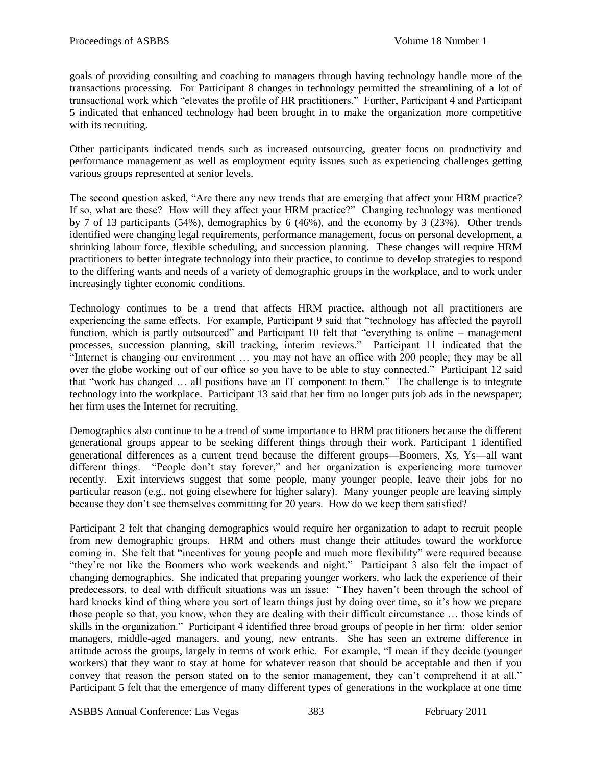goals of providing consulting and coaching to managers through having technology handle more of the transactions processing. For Participant 8 changes in technology permitted the streamlining of a lot of transactional work which "elevates the profile of HR practitioners." Further, Participant 4 and Participant 5 indicated that enhanced technology had been brought in to make the organization more competitive with its recruiting.

Other participants indicated trends such as increased outsourcing, greater focus on productivity and performance management as well as employment equity issues such as experiencing challenges getting various groups represented at senior levels.

The second question asked, "Are there any new trends that are emerging that affect your HRM practice? If so, what are these? How will they affect your HRM practice?" Changing technology was mentioned by 7 of 13 participants (54%), demographics by 6 (46%), and the economy by 3 (23%). Other trends identified were changing legal requirements, performance management, focus on personal development, a shrinking labour force, flexible scheduling, and succession planning. These changes will require HRM practitioners to better integrate technology into their practice, to continue to develop strategies to respond to the differing wants and needs of a variety of demographic groups in the workplace, and to work under increasingly tighter economic conditions.

Technology continues to be a trend that affects HRM practice, although not all practitioners are experiencing the same effects. For example, Participant 9 said that "technology has affected the payroll function, which is partly outsourced" and Participant 10 felt that "everything is online – management processes, succession planning, skill tracking, interim reviews." Participant 11 indicated that the "Internet is changing our environment … you may not have an office with 200 people; they may be all over the globe working out of our office so you have to be able to stay connected." Participant 12 said that "work has changed … all positions have an IT component to them." The challenge is to integrate technology into the workplace. Participant 13 said that her firm no longer puts job ads in the newspaper; her firm uses the Internet for recruiting.

Demographics also continue to be a trend of some importance to HRM practitioners because the different generational groups appear to be seeking different things through their work. Participant 1 identified generational differences as a current trend because the different groups—Boomers, Xs, Ys—all want different things. "People don't stay forever," and her organization is experiencing more turnover recently. Exit interviews suggest that some people, many younger people, leave their jobs for no particular reason (e.g., not going elsewhere for higher salary). Many younger people are leaving simply because they don't see themselves committing for 20 years. How do we keep them satisfied?

Participant 2 felt that changing demographics would require her organization to adapt to recruit people from new demographic groups. HRM and others must change their attitudes toward the workforce coming in. She felt that "incentives for young people and much more flexibility" were required because "they're not like the Boomers who work weekends and night." Participant 3 also felt the impact of changing demographics. She indicated that preparing younger workers, who lack the experience of their predecessors, to deal with difficult situations was an issue: "They haven't been through the school of hard knocks kind of thing where you sort of learn things just by doing over time, so it's how we prepare those people so that, you know, when they are dealing with their difficult circumstance … those kinds of skills in the organization." Participant 4 identified three broad groups of people in her firm: older senior managers, middle-aged managers, and young, new entrants. She has seen an extreme difference in attitude across the groups, largely in terms of work ethic. For example, "I mean if they decide (younger workers) that they want to stay at home for whatever reason that should be acceptable and then if you convey that reason the person stated on to the senior management, they can't comprehend it at all." Participant 5 felt that the emergence of many different types of generations in the workplace at one time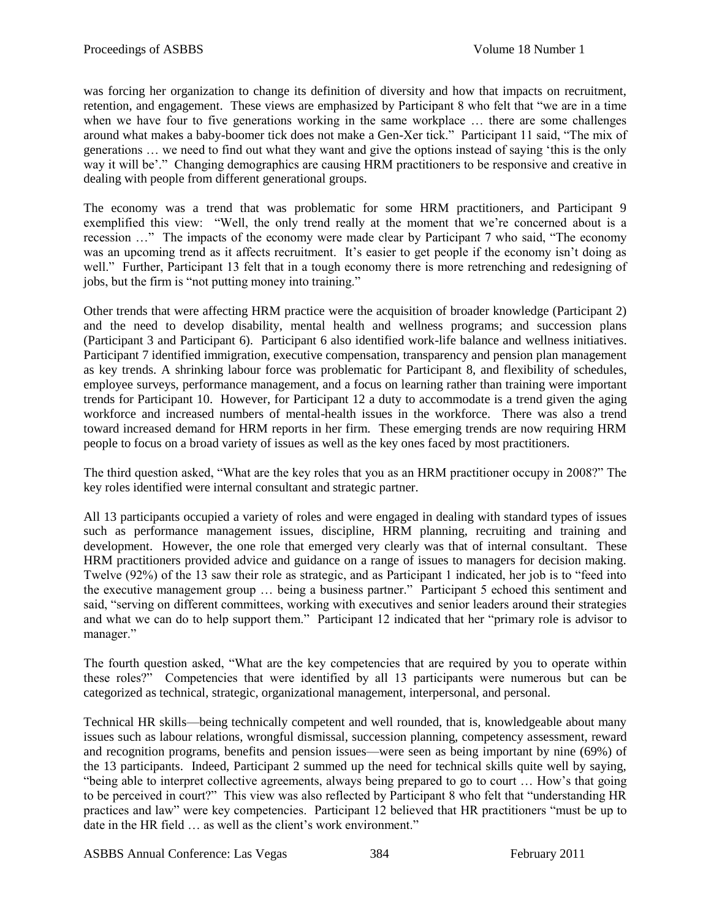was forcing her organization to change its definition of diversity and how that impacts on recruitment, retention, and engagement. These views are emphasized by Participant 8 who felt that "we are in a time when we have four to five generations working in the same workplace … there are some challenges around what makes a baby-boomer tick does not make a Gen-Xer tick." Participant 11 said, "The mix of generations … we need to find out what they want and give the options instead of saying 'this is the only way it will be'." Changing demographics are causing HRM practitioners to be responsive and creative in dealing with people from different generational groups.

The economy was a trend that was problematic for some HRM practitioners, and Participant 9 exemplified this view: "Well, the only trend really at the moment that we're concerned about is a recession …" The impacts of the economy were made clear by Participant 7 who said, "The economy was an upcoming trend as it affects recruitment. It's easier to get people if the economy isn't doing as well." Further, Participant 13 felt that in a tough economy there is more retrenching and redesigning of jobs, but the firm is "not putting money into training."

Other trends that were affecting HRM practice were the acquisition of broader knowledge (Participant 2) and the need to develop disability, mental health and wellness programs; and succession plans (Participant 3 and Participant 6). Participant 6 also identified work-life balance and wellness initiatives. Participant 7 identified immigration, executive compensation, transparency and pension plan management as key trends. A shrinking labour force was problematic for Participant 8, and flexibility of schedules, employee surveys, performance management, and a focus on learning rather than training were important trends for Participant 10. However, for Participant 12 a duty to accommodate is a trend given the aging workforce and increased numbers of mental-health issues in the workforce. There was also a trend toward increased demand for HRM reports in her firm. These emerging trends are now requiring HRM people to focus on a broad variety of issues as well as the key ones faced by most practitioners.

The third question asked, "What are the key roles that you as an HRM practitioner occupy in 2008?" The key roles identified were internal consultant and strategic partner.

All 13 participants occupied a variety of roles and were engaged in dealing with standard types of issues such as performance management issues, discipline, HRM planning, recruiting and training and development. However, the one role that emerged very clearly was that of internal consultant. These HRM practitioners provided advice and guidance on a range of issues to managers for decision making. Twelve (92%) of the 13 saw their role as strategic, and as Participant 1 indicated, her job is to "feed into the executive management group … being a business partner." Participant 5 echoed this sentiment and said, "serving on different committees, working with executives and senior leaders around their strategies and what we can do to help support them." Participant 12 indicated that her "primary role is advisor to manager."

The fourth question asked, "What are the key competencies that are required by you to operate within these roles?" Competencies that were identified by all 13 participants were numerous but can be categorized as technical, strategic, organizational management, interpersonal, and personal.

Technical HR skills—being technically competent and well rounded, that is, knowledgeable about many issues such as labour relations, wrongful dismissal, succession planning, competency assessment, reward and recognition programs, benefits and pension issues—were seen as being important by nine (69%) of the 13 participants. Indeed, Participant 2 summed up the need for technical skills quite well by saying, "being able to interpret collective agreements, always being prepared to go to court … How's that going to be perceived in court?" This view was also reflected by Participant 8 who felt that "understanding HR practices and law" were key competencies. Participant 12 believed that HR practitioners "must be up to date in the HR field … as well as the client's work environment."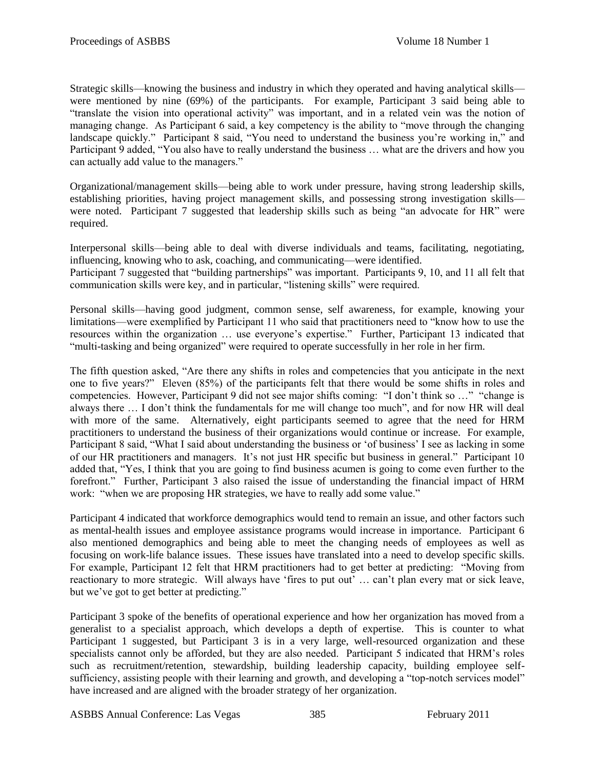Strategic skills—knowing the business and industry in which they operated and having analytical skills—were mentioned by nine (69%) of the participants. For example, Participant 3 said being able to "translate the vision into operational activity" was important, and in a related vein was the notion of managing change. As Participant 6 said, a key competency is the ability to "move through the changing landscape quickly." Participant 8 said, "You need to understand the business you're working in," and Participant 9 added, "You also have to really understand the business … what are the drivers and how you can actually add value to the managers."

Organizational/management skills—being able to work under pressure, having strong leadership skills, establishing priorities, having project management skills, and possessing strong investigation skills—were noted. Participant 7 suggested that leadership skills such as being "an advocate for HR" were required.

Interpersonal skills—being able to deal with diverse individuals and teams, facilitating, negotiating, influencing, knowing who to ask, coaching, and communicating—were identified.
Participant 7 suggested that "building partnerships" was important. Participants 9, 10, and 11 all felt that communication skills were key, and in particular, "listening skills" were required.

Personal skills—having good judgment, common sense, self awareness, for example, knowing your limitations—were exemplified by Participant 11 who said that practitioners need to "know how to use the resources within the organization … use everyone's expertise." Further, Participant 13 indicated that "multi-tasking and being organized" were required to operate successfully in her role in her firm.

The fifth question asked, "Are there any shifts in roles and competencies that you anticipate in the next one to five years?" Eleven (85%) of the participants felt that there would be some shifts in roles and competencies. However, Participant 9 did not see major shifts coming: "I don't think so …" "change is always there … I don't think the fundamentals for me will change too much", and for now HR will deal with more of the same. Alternatively, eight participants seemed to agree that the need for HRM practitioners to understand the business of their organizations would continue or increase. For example, Participant 8 said, "What I said about understanding the business or 'of business' I see as lacking in some of our HR practitioners and managers. It's not just HR specific but business in general." Participant 10 added that, "Yes, I think that you are going to find business acumen is going to come even further to the forefront." Further, Participant 3 also raised the issue of understanding the financial impact of HRM work: "when we are proposing HR strategies, we have to really add some value."

Participant 4 indicated that workforce demographics would tend to remain an issue, and other factors such as mental-health issues and employee assistance programs would increase in importance. Participant 6 also mentioned demographics and being able to meet the changing needs of employees as well as focusing on work-life balance issues. These issues have translated into a need to develop specific skills. For example, Participant 12 felt that HRM practitioners had to get better at predicting: "Moving from reactionary to more strategic. Will always have 'fires to put out' … can't plan every mat or sick leave, but we've got to get better at predicting."

Participant 3 spoke of the benefits of operational experience and how her organization has moved from a generalist to a specialist approach, which develops a depth of expertise. This is counter to what Participant 1 suggested, but Participant 3 is in a very large, well-resourced organization and these specialists cannot only be afforded, but they are also needed. Participant 5 indicated that HRM's roles such as recruitment/retention, stewardship, building leadership capacity, building employee self-sufficiency, assisting people with their learning and growth, and developing a "top-notch services model" have increased and are aligned with the broader strategy of her organization.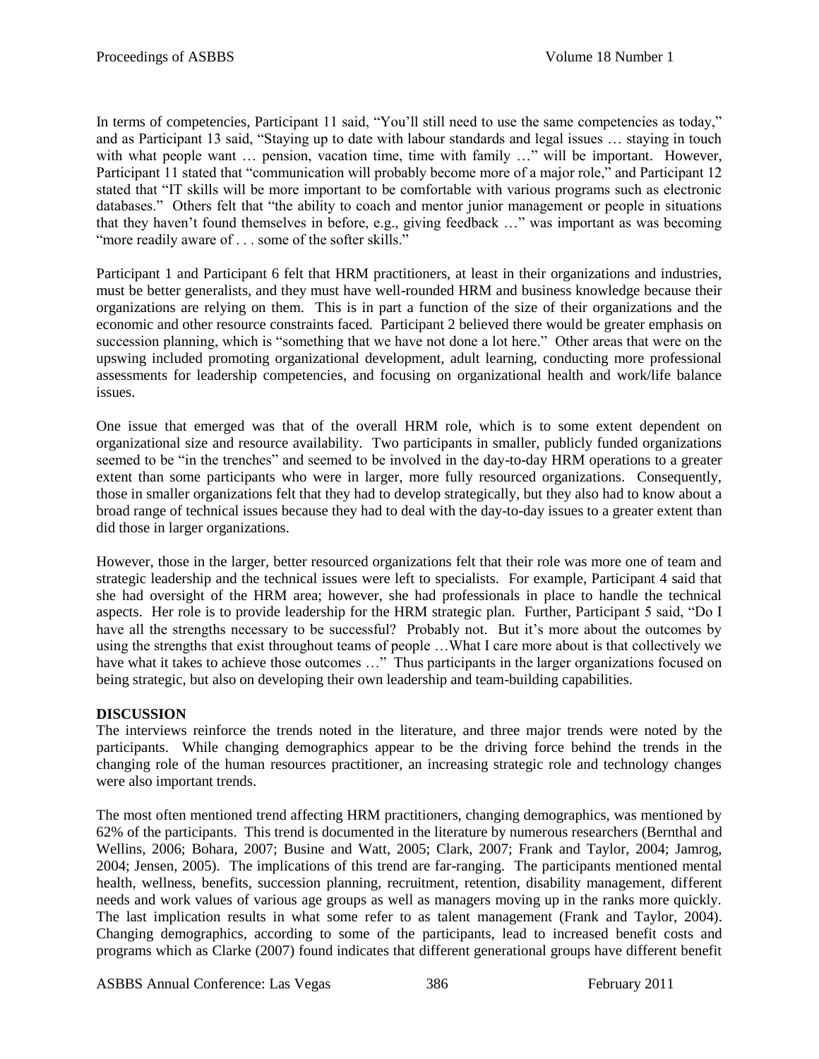In terms of competencies, Participant 11 said, "You'll still need to use the same competencies as today," and as Participant 13 said, "Staying up to date with labour standards and legal issues … staying in touch with what people want … pension, vacation time, time with family …" will be important. However, Participant 11 stated that "communication will probably become more of a major role," and Participant 12 stated that "IT skills will be more important to be comfortable with various programs such as electronic databases." Others felt that "the ability to coach and mentor junior management or people in situations that they haven't found themselves in before, e.g., giving feedback …" was important as was becoming "more readily aware of . . . some of the softer skills."

Participant 1 and Participant 6 felt that HRM practitioners, at least in their organizations and industries, must be better generalists, and they must have well-rounded HRM and business knowledge because their organizations are relying on them. This is in part a function of the size of their organizations and the economic and other resource constraints faced. Participant 2 believed there would be greater emphasis on succession planning, which is "something that we have not done a lot here." Other areas that were on the upswing included promoting organizational development, adult learning, conducting more professional assessments for leadership competencies, and focusing on organizational health and work/life balance issues.

One issue that emerged was that of the overall HRM role, which is to some extent dependent on organizational size and resource availability. Two participants in smaller, publicly funded organizations seemed to be "in the trenches" and seemed to be involved in the day-to-day HRM operations to a greater extent than some participants who were in larger, more fully resourced organizations. Consequently, those in smaller organizations felt that they had to develop strategically, but they also had to know about a broad range of technical issues because they had to deal with the day-to-day issues to a greater extent than did those in larger organizations.

However, those in the larger, better resourced organizations felt that their role was more one of team and strategic leadership and the technical issues were left to specialists. For example, Participant 4 said that she had oversight of the HRM area; however, she had professionals in place to handle the technical aspects. Her role is to provide leadership for the HRM strategic plan. Further, Participant 5 said, "Do I have all the strengths necessary to be successful? Probably not. But it's more about the outcomes by using the strengths that exist throughout teams of people …What I care more about is that collectively we have what it takes to achieve those outcomes …" Thus participants in the larger organizations focused on being strategic, but also on developing their own leadership and team-building capabilities.

## DISCUSSION

The interviews reinforce the trends noted in the literature, and three major trends were noted by the participants. While changing demographics appear to be the driving force behind the trends in the changing role of the human resources practitioner, an increasing strategic role and technology changes were also important trends.

The most often mentioned trend affecting HRM practitioners, changing demographics, was mentioned by 62% of the participants. This trend is documented in the literature by numerous researchers (Bernthal and Wellins, 2006; Bohara, 2007; Busine and Watt, 2005; Clark, 2007; Frank and Taylor, 2004; Jamrog, 2004; Jensen, 2005). The implications of this trend are far-ranging. The participants mentioned mental health, wellness, benefits, succession planning, recruitment, retention, disability management, different needs and work values of various age groups as well as managers moving up in the ranks more quickly. The last implication results in what some refer to as talent management (Frank and Taylor, 2004). Changing demographics, according to some of the participants, lead to increased benefit costs and programs which as Clarke (2007) found indicates that different generational groups have different benefit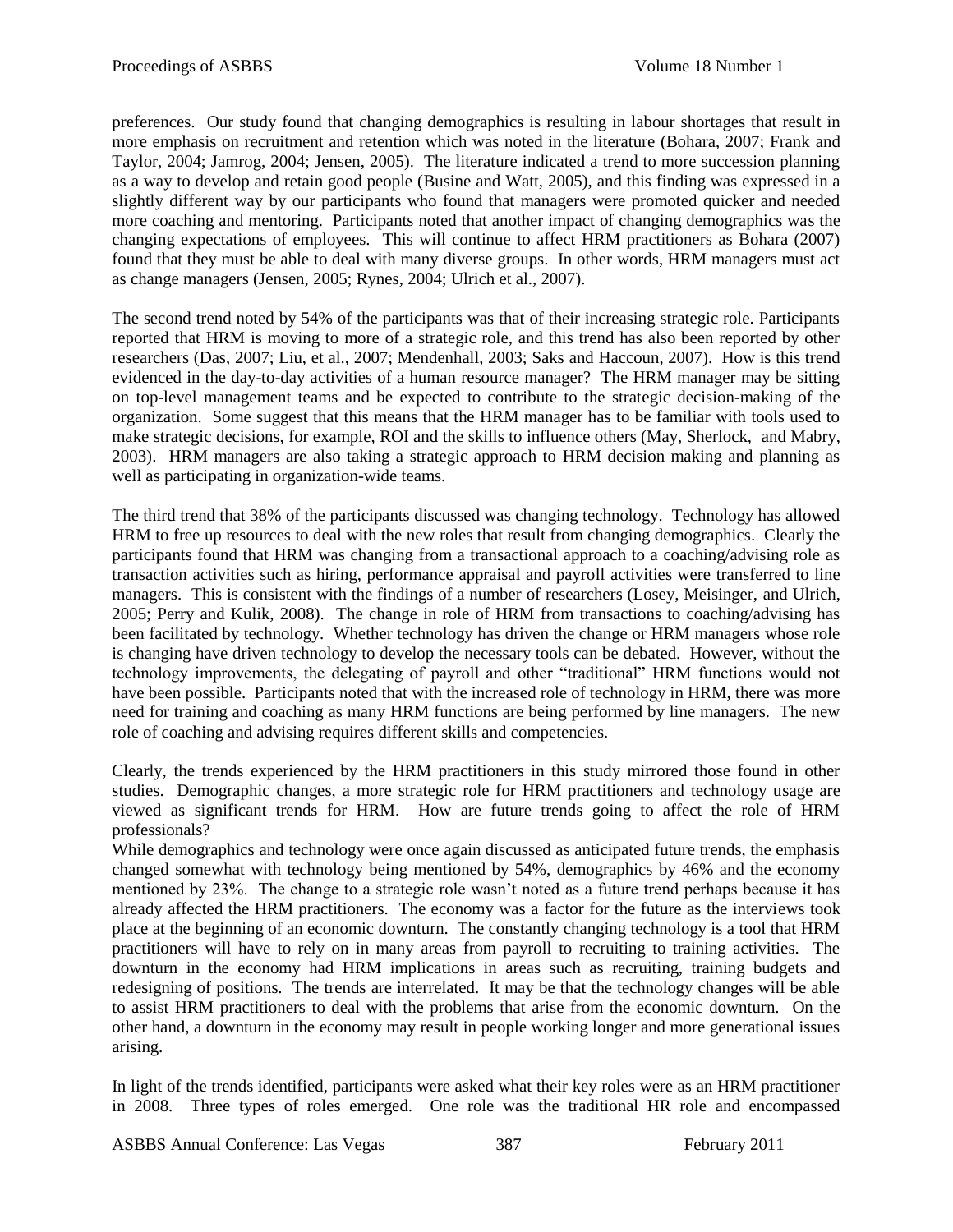preferences. Our study found that changing demographics is resulting in labour shortages that result in more emphasis on recruitment and retention which was noted in the literature (Bohara, 2007; Frank and Taylor, 2004; Jamrog, 2004; Jensen, 2005). The literature indicated a trend to more succession planning as a way to develop and retain good people (Busine and Watt, 2005), and this finding was expressed in a slightly different way by our participants who found that managers were promoted quicker and needed more coaching and mentoring. Participants noted that another impact of changing demographics was the changing expectations of employees. This will continue to affect HRM practitioners as Bohara (2007) found that they must be able to deal with many diverse groups. In other words, HRM managers must act as change managers (Jensen, 2005; Rynes, 2004; Ulrich et al., 2007).

The second trend noted by 54% of the participants was that of their increasing strategic role. Participants reported that HRM is moving to more of a strategic role, and this trend has also been reported by other researchers (Das, 2007; Liu, et al., 2007; Mendenhall, 2003; Saks and Haccoun, 2007). How is this trend evidenced in the day-to-day activities of a human resource manager? The HRM manager may be sitting on top-level management teams and be expected to contribute to the strategic decision-making of the organization. Some suggest that this means that the HRM manager has to be familiar with tools used to make strategic decisions, for example, ROI and the skills to influence others (May, Sherlock, and Mabry, 2003). HRM managers are also taking a strategic approach to HRM decision making and planning as well as participating in organization-wide teams.

The third trend that 38% of the participants discussed was changing technology. Technology has allowed HRM to free up resources to deal with the new roles that result from changing demographics. Clearly the participants found that HRM was changing from a transactional approach to a coaching/advising role as transaction activities such as hiring, performance appraisal and payroll activities were transferred to line managers. This is consistent with the findings of a number of researchers (Losey, Meisinger, and Ulrich, 2005; Perry and Kulik, 2008). The change in role of HRM from transactions to coaching/advising has been facilitated by technology. Whether technology has driven the change or HRM managers whose role is changing have driven technology to develop the necessary tools can be debated. However, without the technology improvements, the delegating of payroll and other "traditional" HRM functions would not have been possible. Participants noted that with the increased role of technology in HRM, there was more need for training and coaching as many HRM functions are being performed by line managers. The new role of coaching and advising requires different skills and competencies.

Clearly, the trends experienced by the HRM practitioners in this study mirrored those found in other studies. Demographic changes, a more strategic role for HRM practitioners and technology usage are viewed as significant trends for HRM. How are future trends going to affect the role of HRM professionals?

While demographics and technology were once again discussed as anticipated future trends, the emphasis changed somewhat with technology being mentioned by 54%, demographics by 46% and the economy mentioned by 23%. The change to a strategic role wasn't noted as a future trend perhaps because it has already affected the HRM practitioners. The economy was a factor for the future as the interviews took place at the beginning of an economic downturn. The constantly changing technology is a tool that HRM practitioners will have to rely on in many areas from payroll to recruiting to training activities. The downturn in the economy had HRM implications in areas such as recruiting, training budgets and redesigning of positions. The trends are interrelated. It may be that the technology changes will be able to assist HRM practitioners to deal with the problems that arise from the economic downturn. On the other hand, a downturn in the economy may result in people working longer and more generational issues arising.

In light of the trends identified, participants were asked what their key roles were as an HRM practitioner in 2008. Three types of roles emerged. One role was the traditional HR role and encompassed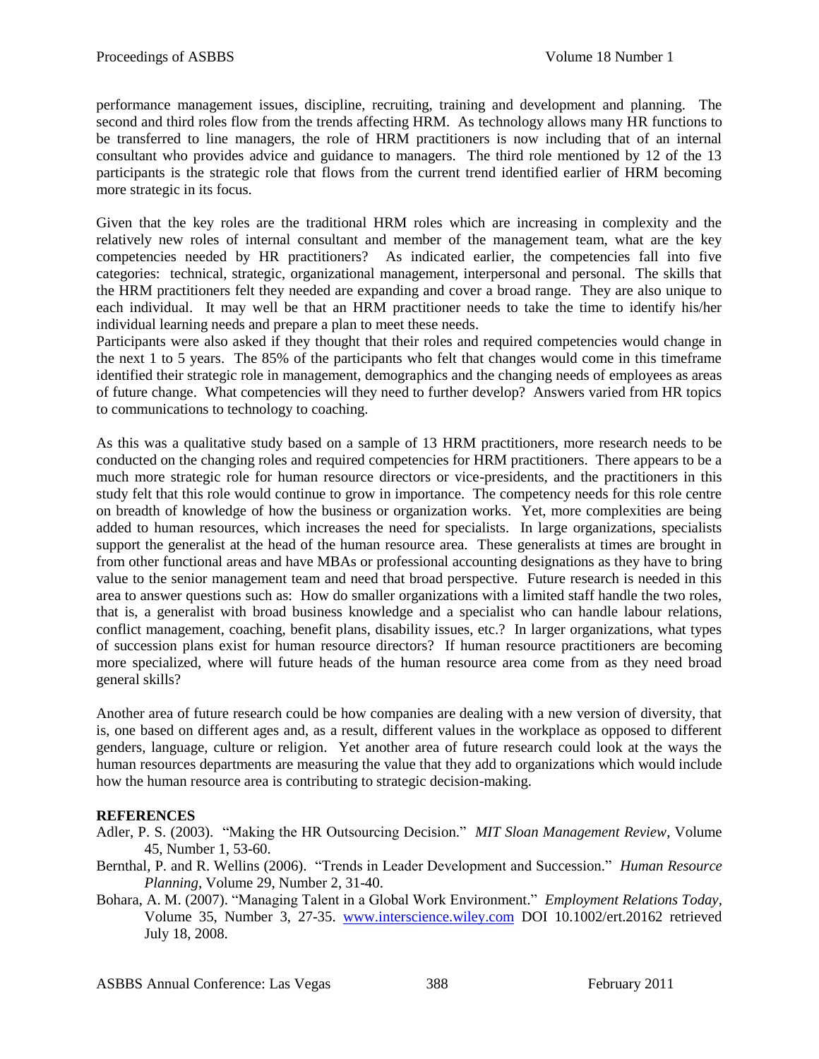performance management issues, discipline, recruiting, training and development and planning. The second and third roles flow from the trends affecting HRM. As technology allows many HR functions to be transferred to line managers, the role of HRM practitioners is now including that of an internal consultant who provides advice and guidance to managers. The third role mentioned by 12 of the 13 participants is the strategic role that flows from the current trend identified earlier of HRM becoming more strategic in its focus.

Given that the key roles are the traditional HRM roles which are increasing in complexity and the relatively new roles of internal consultant and member of the management team, what are the key competencies needed by HR practitioners? As indicated earlier, the competencies fall into five categories: technical, strategic, organizational management, interpersonal and personal. The skills that the HRM practitioners felt they needed are expanding and cover a broad range. They are also unique to each individual. It may well be that an HRM practitioner needs to take the time to identify his/her individual learning needs and prepare a plan to meet these needs.
Participants were also asked if they thought that their roles and required competencies would change in the next 1 to 5 years. The 85% of the participants who felt that changes would come in this timeframe identified their strategic role in management, demographics and the changing needs of employees as areas of future change. What competencies will they need to further develop? Answers varied from HR topics to communications to technology to coaching.

As this was a qualitative study based on a sample of 13 HRM practitioners, more research needs to be conducted on the changing roles and required competencies for HRM practitioners. There appears to be a much more strategic role for human resource directors or vice-presidents, and the practitioners in this study felt that this role would continue to grow in importance. The competency needs for this role centre on breadth of knowledge of how the business or organization works. Yet, more complexities are being added to human resources, which increases the need for specialists. In large organizations, specialists support the generalist at the head of the human resource area. These generalists at times are brought in from other functional areas and have MBAs or professional accounting designations as they have to bring value to the senior management team and need that broad perspective. Future research is needed in this area to answer questions such as: How do smaller organizations with a limited staff handle the two roles, that is, a generalist with broad business knowledge and a specialist who can handle labour relations, conflict management, coaching, benefit plans, disability issues, etc.? In larger organizations, what types of succession plans exist for human resource directors? If human resource practitioners are becoming more specialized, where will future heads of the human resource area come from as they need broad general skills?

Another area of future research could be how companies are dealing with a new version of diversity, that is, one based on different ages and, as a result, different values in the workplace as opposed to different genders, language, culture or religion. Yet another area of future research could look at the ways the human resources departments are measuring the value that they add to organizations which would include how the human resource area is contributing to strategic decision-making.

## REFERENCES

Adler, P. S. (2003). "Making the HR Outsourcing Decision." *MIT Sloan Management Review*, Volume 45, Number 1, 53-60.

Bernthal, P. and R. Wellins (2006). "Trends in Leader Development and Succession." *Human Resource Planning*, Volume 29, Number 2, 31-40.

Bohara, A. M. (2007). "Managing Talent in a Global Work Environment." *Employment Relations Today*, Volume 35, Number 3, 27-35. www.interscience.wiley.com DOI 10.1002/ert.20162 retrieved July 18, 2008.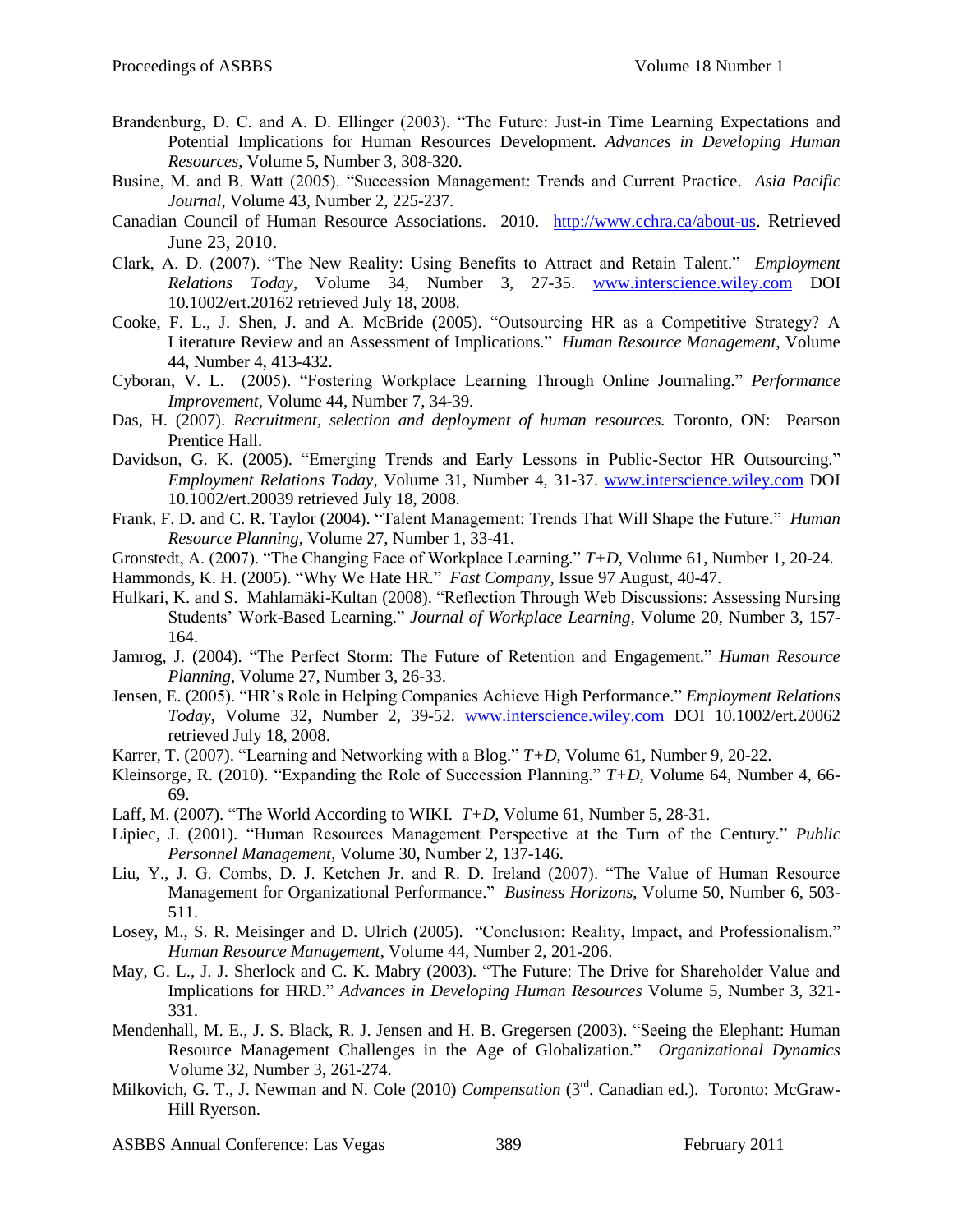Brandenburg, D. C. and A. D. Ellinger (2003). "The Future: Just-in Time Learning Expectations and Potential Implications for Human Resources Development. *Advances in Developing Human Resources*, Volume 5, Number 3, 308-320.

Busine, M. and B. Watt (2005). "Succession Management: Trends and Current Practice. *Asia Pacific Journal*, Volume 43, Number 2, 225-237.

Canadian Council of Human Resource Associations. 2010. http://www.cchra.ca/about-us. Retrieved June 23, 2010.

Clark, A. D. (2007). "The New Reality: Using Benefits to Attract and Retain Talent." *Employment Relations Today*, Volume 34, Number 3, 27-35. www.interscience.wiley.com DOI 10.1002/ert.20162 retrieved July 18, 2008.

Cooke, F. L., J. Shen, J. and A. McBride (2005). "Outsourcing HR as a Competitive Strategy? A Literature Review and an Assessment of Implications." *Human Resource Management*, Volume 44, Number 4, 413-432.

Cyboran, V. L. (2005). "Fostering Workplace Learning Through Online Journaling." *Performance Improvement*, Volume 44, Number 7, 34-39.

Das, H. (2007). *Recruitment, selection and deployment of human resources.* Toronto, ON: Pearson Prentice Hall.

Davidson, G. K. (2005). "Emerging Trends and Early Lessons in Public-Sector HR Outsourcing." *Employment Relations Today*, Volume 31, Number 4, 31-37. www.interscience.wiley.com DOI 10.1002/ert.20039 retrieved July 18, 2008.

Frank, F. D. and C. R. Taylor (2004). "Talent Management: Trends That Will Shape the Future." *Human Resource Planning*, Volume 27, Number 1, 33-41.

Gronstedt, A. (2007). "The Changing Face of Workplace Learning." *T+D*, Volume 61, Number 1, 20-24.

Hammonds, K. H. (2005). "Why We Hate HR." *Fast Company*, Issue 97 August, 40-47.

Hulkari, K. and S. Mahlamäki-Kultan (2008). "Reflection Through Web Discussions: Assessing Nursing Students' Work-Based Learning." *Journal of Workplace Learning*, Volume 20, Number 3, 157-164.

Jamrog, J. (2004). "The Perfect Storm: The Future of Retention and Engagement." *Human Resource Planning*, Volume 27, Number 3, 26-33.

Jensen, E. (2005). "HR's Role in Helping Companies Achieve High Performance." *Employment Relations Today*, Volume 32, Number 2, 39-52. www.interscience.wiley.com DOI 10.1002/ert.20062 retrieved July 18, 2008.

Karrer, T. (2007). "Learning and Networking with a Blog." *T+D*, Volume 61, Number 9, 20-22.

Kleinsorge, R. (2010). "Expanding the Role of Succession Planning." *T+D*, Volume 64, Number 4, 66-69.

Laff, M. (2007). "The World According to WIKI. *T+D*, Volume 61, Number 5, 28-31.

Lipiec, J. (2001). "Human Resources Management Perspective at the Turn of the Century." *Public Personnel Management*, Volume 30, Number 2, 137-146.

Liu, Y., J. G. Combs, D. J. Ketchen Jr. and R. D. Ireland (2007). "The Value of Human Resource Management for Organizational Performance." *Business Horizons*, Volume 50, Number 6, 503-511.

Losey, M., S. R. Meisinger and D. Ulrich (2005). "Conclusion: Reality, Impact, and Professionalism." *Human Resource Management*, Volume 44, Number 2, 201-206.

May, G. L., J. J. Sherlock and C. K. Mabry (2003). "The Future: The Drive for Shareholder Value and Implications for HRD." *Advances in Developing Human Resources* Volume 5, Number 3, 321-331.

Mendenhall, M. E., J. S. Black, R. J. Jensen and H. B. Gregersen (2003). "Seeing the Elephant: Human Resource Management Challenges in the Age of Globalization." *Organizational Dynamics* Volume 32, Number 3, 261-274.

Milkovich, G. T., J. Newman and N. Cole (2010) *Compensation* (3rd. Canadian ed.). Toronto: McGraw-Hill Ryerson.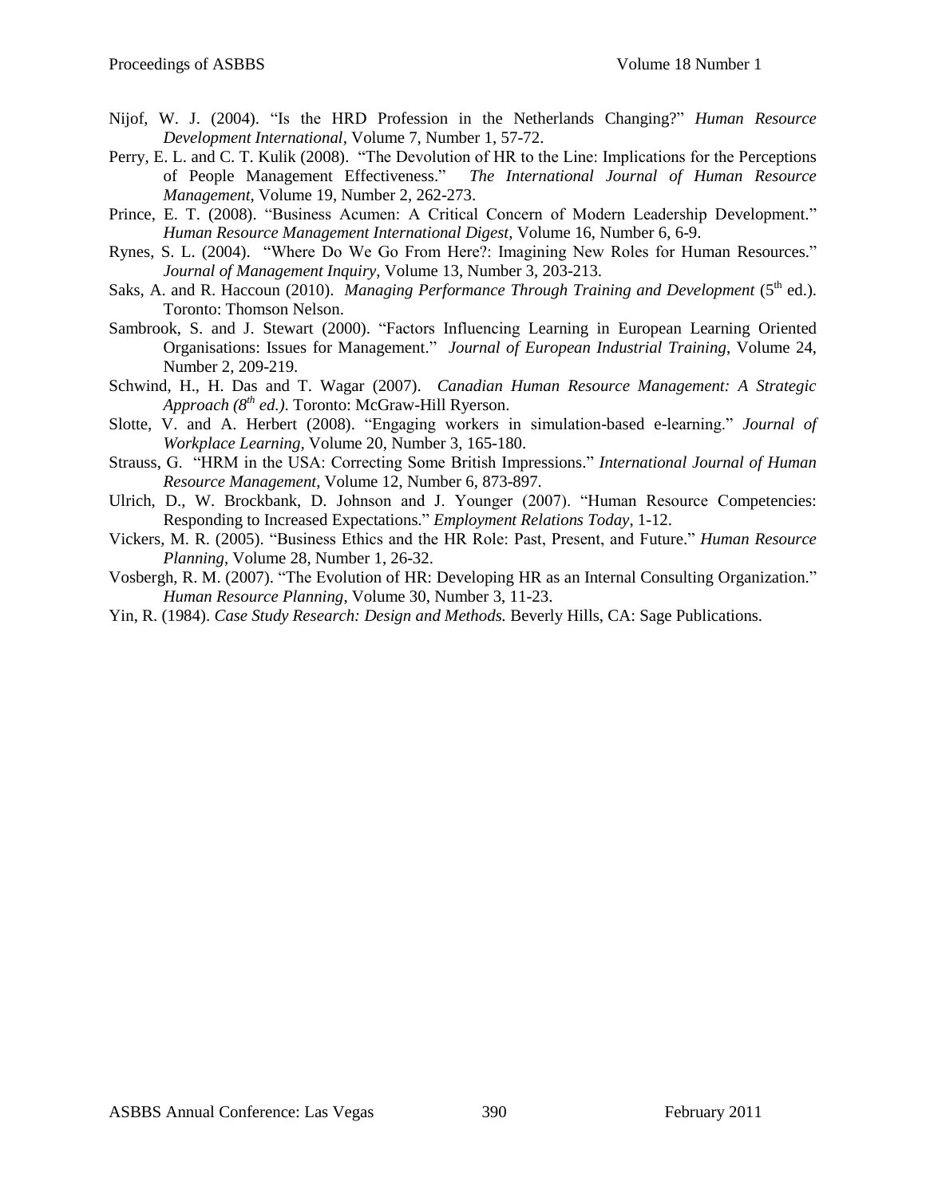Nijof, W. J. (2004). "Is the HRD Profession in the Netherlands Changing?" *Human Resource Development International*, Volume 7, Number 1, 57-72.

Perry, E. L. and C. T. Kulik (2008). "The Devolution of HR to the Line: Implications for the Perceptions of People Management Effectiveness." *The International Journal of Human Resource Management*, Volume 19, Number 2, 262-273.

Prince, E. T. (2008). "Business Acumen: A Critical Concern of Modern Leadership Development." *Human Resource Management International Digest,* Volume 16, Number 6, 6-9.

Rynes, S. L. (2004). "Where Do We Go From Here?: Imagining New Roles for Human Resources." *Journal of Management Inquiry*, Volume 13, Number 3, 203-213.

Saks, A. and R. Haccoun (2010). *Managing Performance Through Training and Development* (5th ed.). Toronto: Thomson Nelson.

Sambrook, S. and J. Stewart (2000). "Factors Influencing Learning in European Learning Oriented Organisations: Issues for Management." *Journal of European Industrial Training*, Volume 24, Number 2, 209-219.

Schwind, H., H. Das and T. Wagar (2007). *Canadian Human Resource Management: A Strategic Approach (8th ed.).* Toronto: McGraw-Hill Ryerson.

Slotte, V. and A. Herbert (2008). "Engaging workers in simulation-based e-learning." *Journal of Workplace Learning*, Volume 20, Number 3, 165-180.

Strauss, G. "HRM in the USA: Correcting Some British Impressions." *International Journal of Human Resource Management*, Volume 12, Number 6, 873-897.

Ulrich, D., W. Brockbank, D. Johnson and J. Younger (2007). "Human Resource Competencies: Responding to Increased Expectations." *Employment Relations Today*, 1-12.

Vickers, M. R. (2005). "Business Ethics and the HR Role: Past, Present, and Future." *Human Resource Planning*, Volume 28, Number 1, 26-32.

Vosbergh, R. M. (2007). "The Evolution of HR: Developing HR as an Internal Consulting Organization." *Human Resource Planning*, Volume 30, Number 3, 11-23.

Yin, R. (1984). *Case Study Research: Design and Methods.* Beverly Hills, CA: Sage Publications.